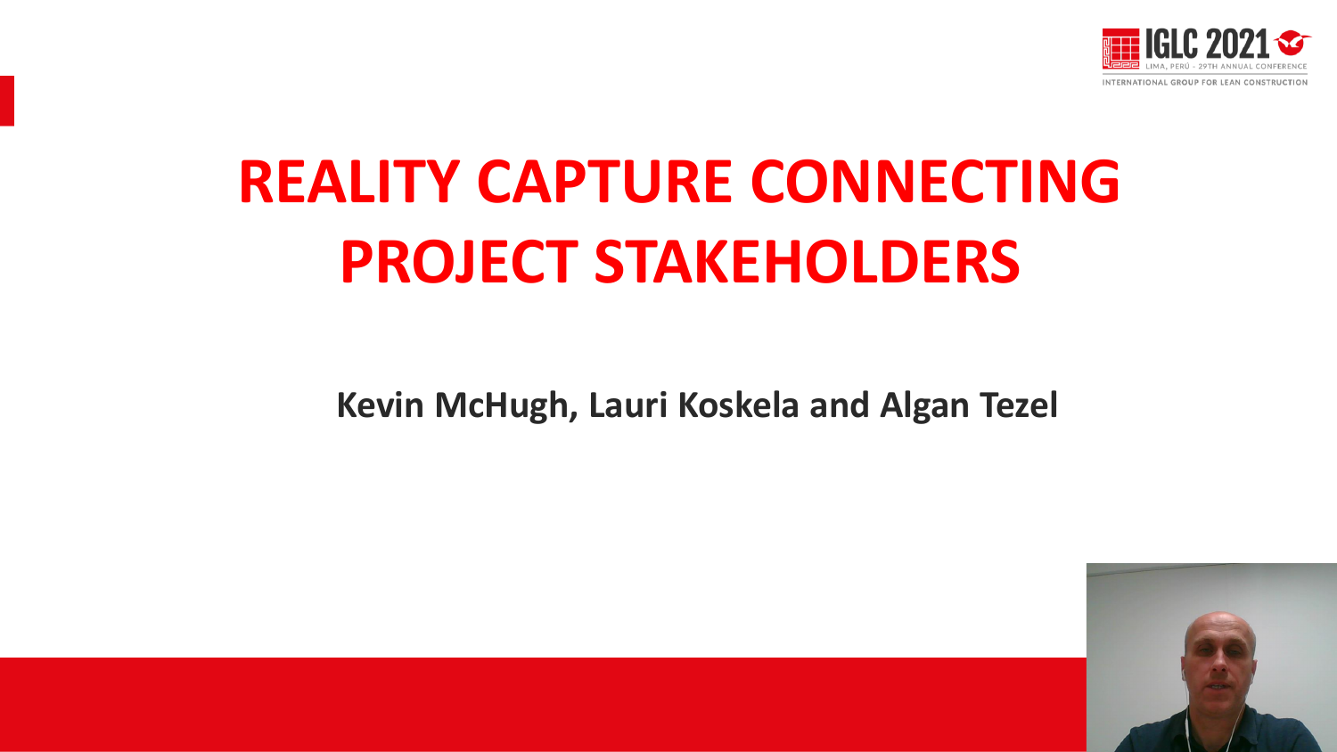# REALITY CAPTURE CONNECTING PROJECT STAKEHOLDERS

**Kevin McHugh, Lauri Koskela and Algan Tezel**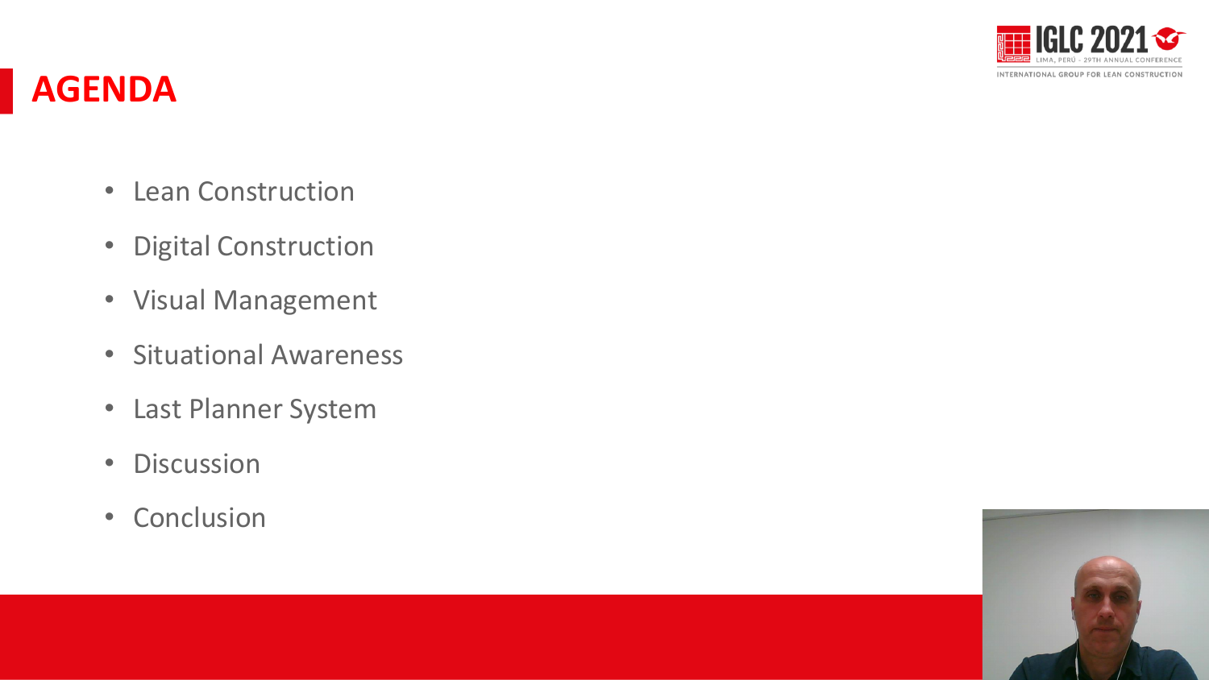# AGENDA

- Lean Construction
- Digital Construction
- Visual Management
- Situational Awareness
- Last Planner System
- Discussion
- Conclusion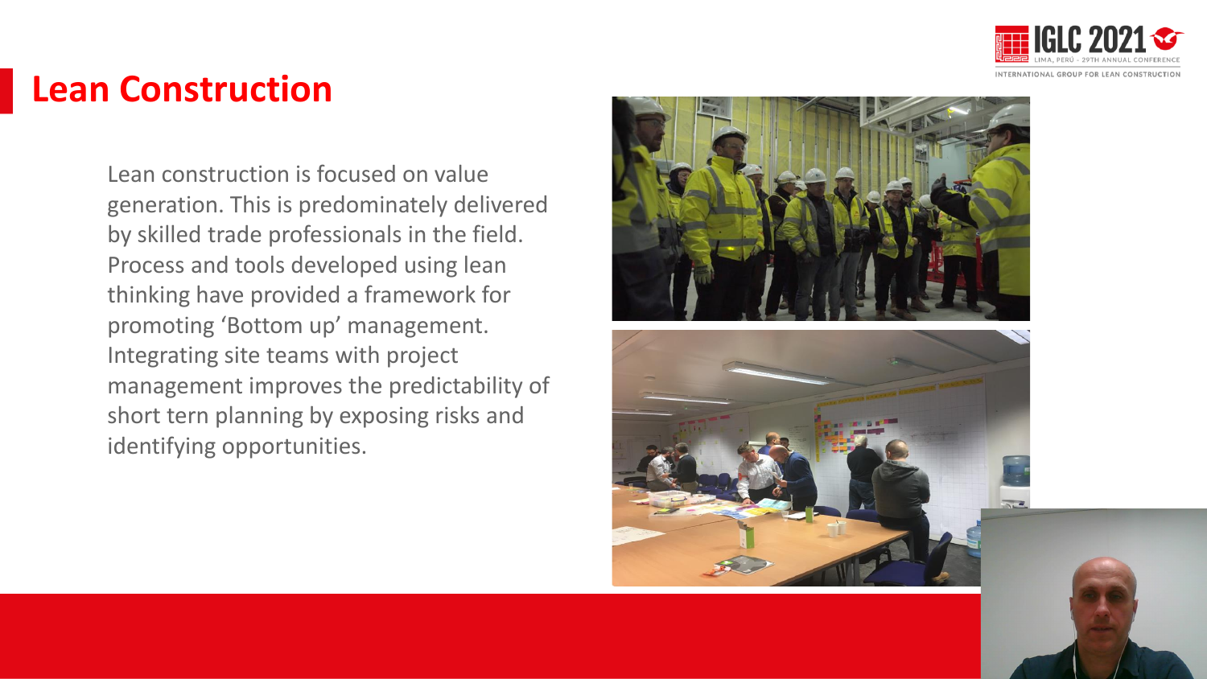# Lean Construction

Lean construction is focused on value generation. This is predominately delivered by skilled trade professionals in the field. Process and tools developed using lean thinking have provided a framework for promoting 'Bottom up' management. Integrating site teams with project management improves the predictability of short tern planning by exposing risks and identifying opportunities.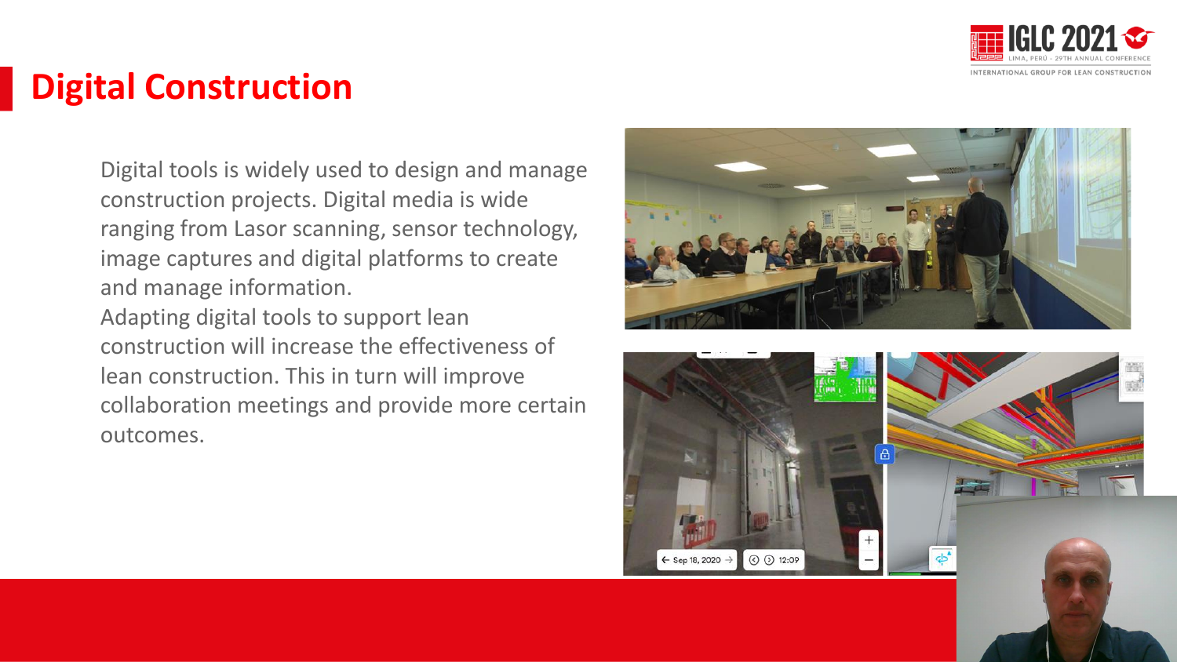# Digital Construction

Digital tools is widely used to design and manage construction projects. Digital media is wide ranging from Lasor scanning, sensor technology, image captures and digital platforms to create and manage information.

Adapting digital tools to support lean construction will increase the effectiveness of lean construction. This in turn will improve collaboration meetings and provide more certain outcomes.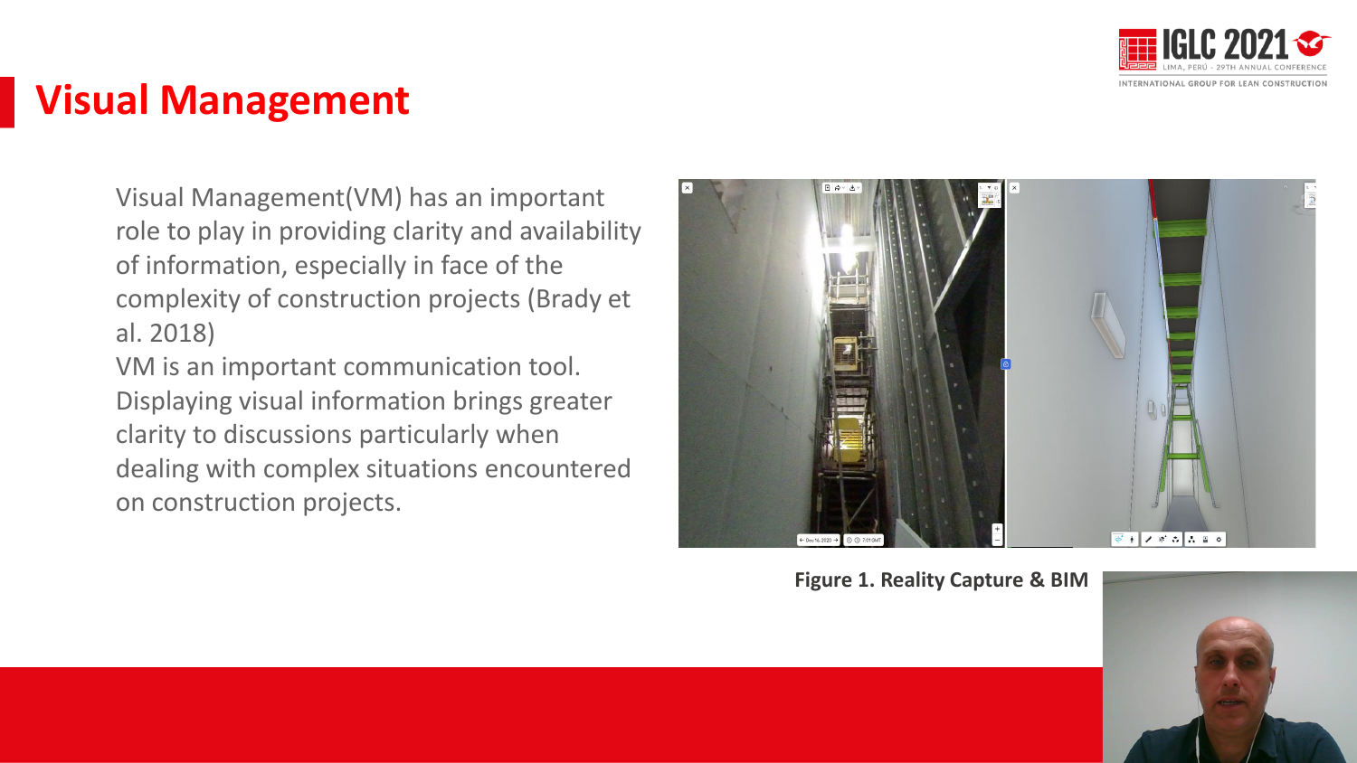# Visual Management

Visual Management(VM) has an important role to play in providing clarity and availability of information, especially in face of the complexity of construction projects (Brady et al. 2018)

VM is an important communication tool. Displaying visual information brings greater clarity to discussions particularly when dealing with complex situations encountered on construction projects.

**Figure 1. Reality Capture & BIM**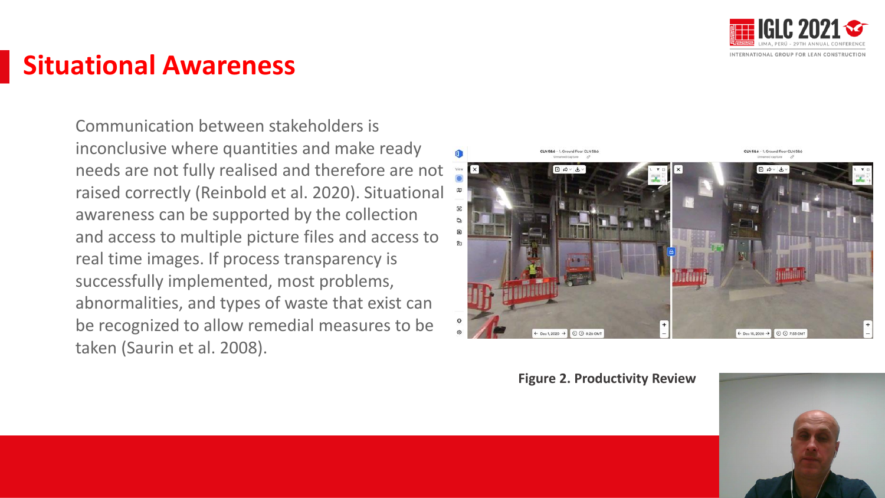# Situational Awareness

Communication between stakeholders is inconclusive where quantities and make ready needs are not fully realised and therefore are not raised correctly (Reinbold et al. 2020). Situational awareness can be supported by the collection and access to multiple picture files and access to real time images. If process transparency is successfully implemented, most problems, abnormalities, and types of waste that exist can be recognized to allow remedial measures to be taken (Saurin et al. 2008).

**Figure 2. Productivity Review**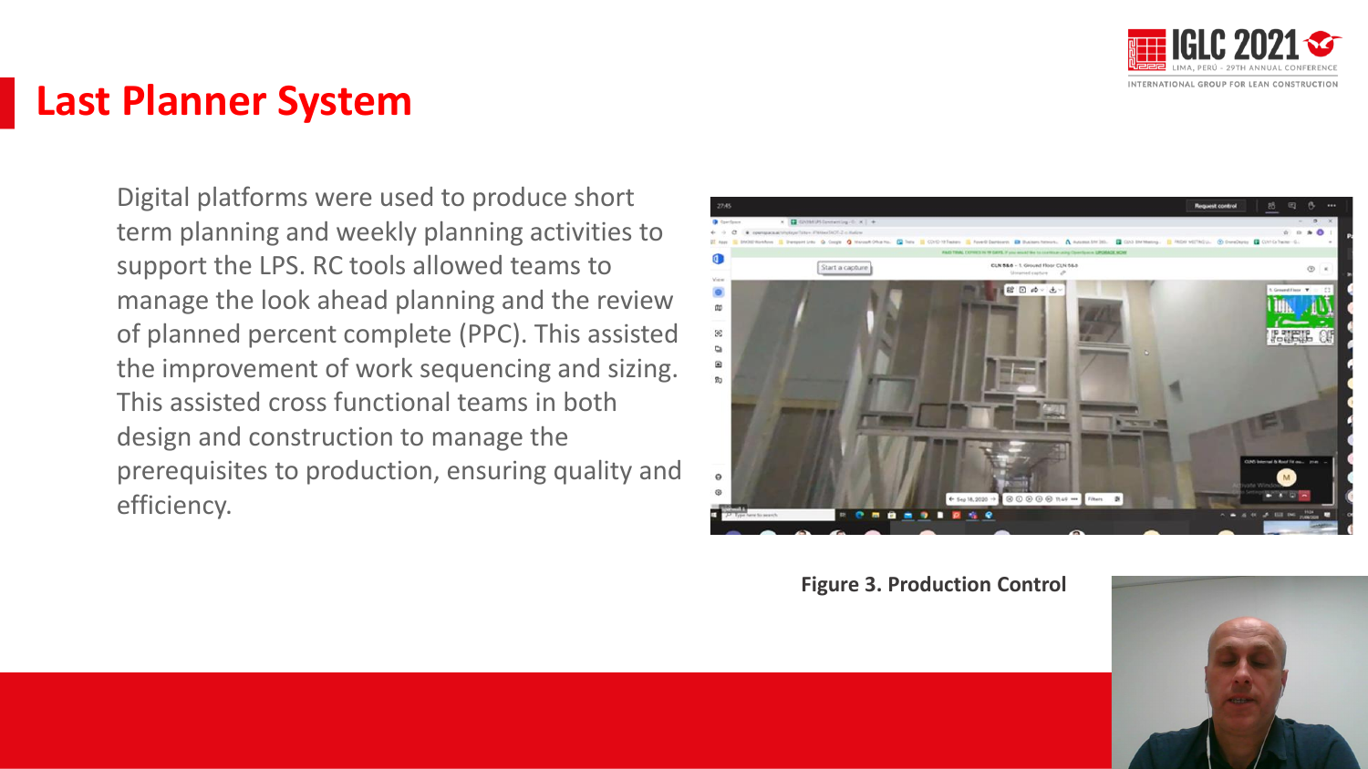# Last Planner System

Digital platforms were used to produce short term planning and weekly planning activities to support the LPS. RC tools allowed teams to manage the look ahead planning and the review of planned percent complete (PPC). This assisted the improvement of work sequencing and sizing. This assisted cross functional teams in both design and construction to manage the prerequisites to production, ensuring quality and efficiency.

**Figure 3. Production Control**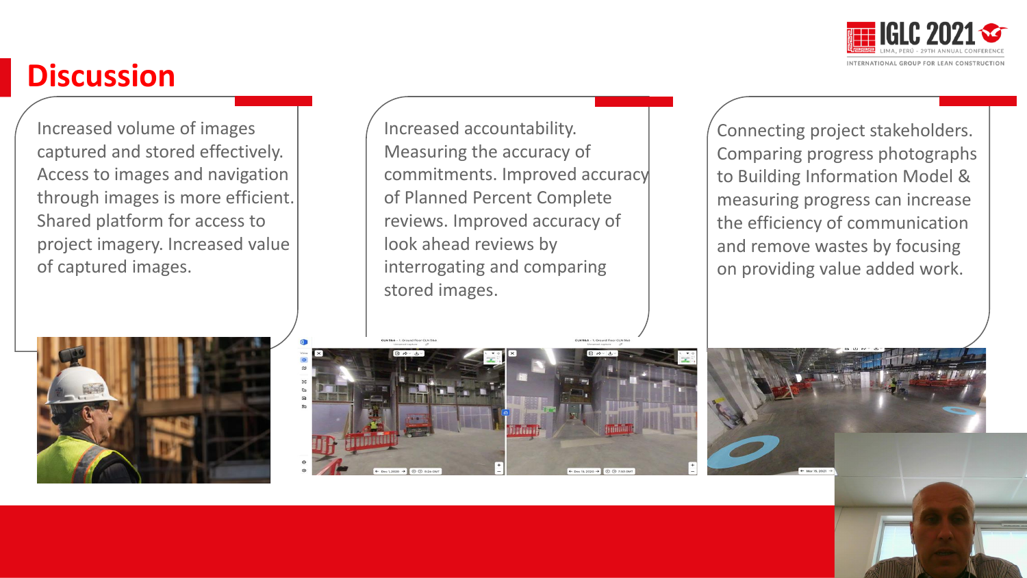# Discussion

Increased volume of images captured and stored effectively. Access to images and navigation through images is more efficient. Shared platform for access to project imagery. Increased value of captured images.

Increased accountability. Measuring the accuracy of commitments. Improved accuracy of Planned Percent Complete reviews. Improved accuracy of look ahead reviews by interrogating and comparing stored images.

Connecting project stakeholders. Comparing progress photographs to Building Information Model & measuring progress can increase the efficiency of communication and remove wastes by focusing on providing value added work.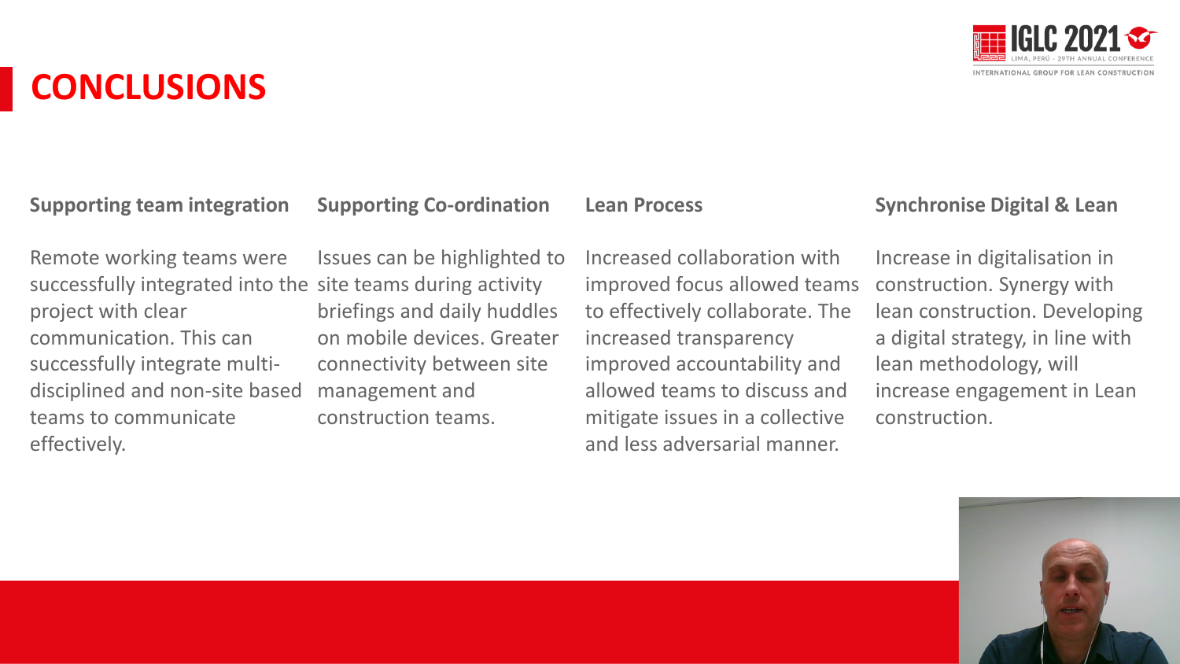# CONCLUSIONS

### Supporting team integration

Remote working teams were successfully integrated into the project with clear communication. This can successfully integrate multi-disciplined and non-site based teams to communicate effectively.

### Supporting Co-ordination

Issues can be highlighted to site teams during activity briefings and daily huddles on mobile devices. Greater connectivity between site management and construction teams.

### Lean Process

Increased collaboration with improved focus allowed teams to effectively collaborate. The increased transparency improved accountability and allowed teams to discuss and mitigate issues in a collective and less adversarial manner.

### Synchronise Digital & Lean

Increase in digitalisation in construction. Synergy with lean construction. Developing a digital strategy, in line with lean methodology, will increase engagement in Lean construction.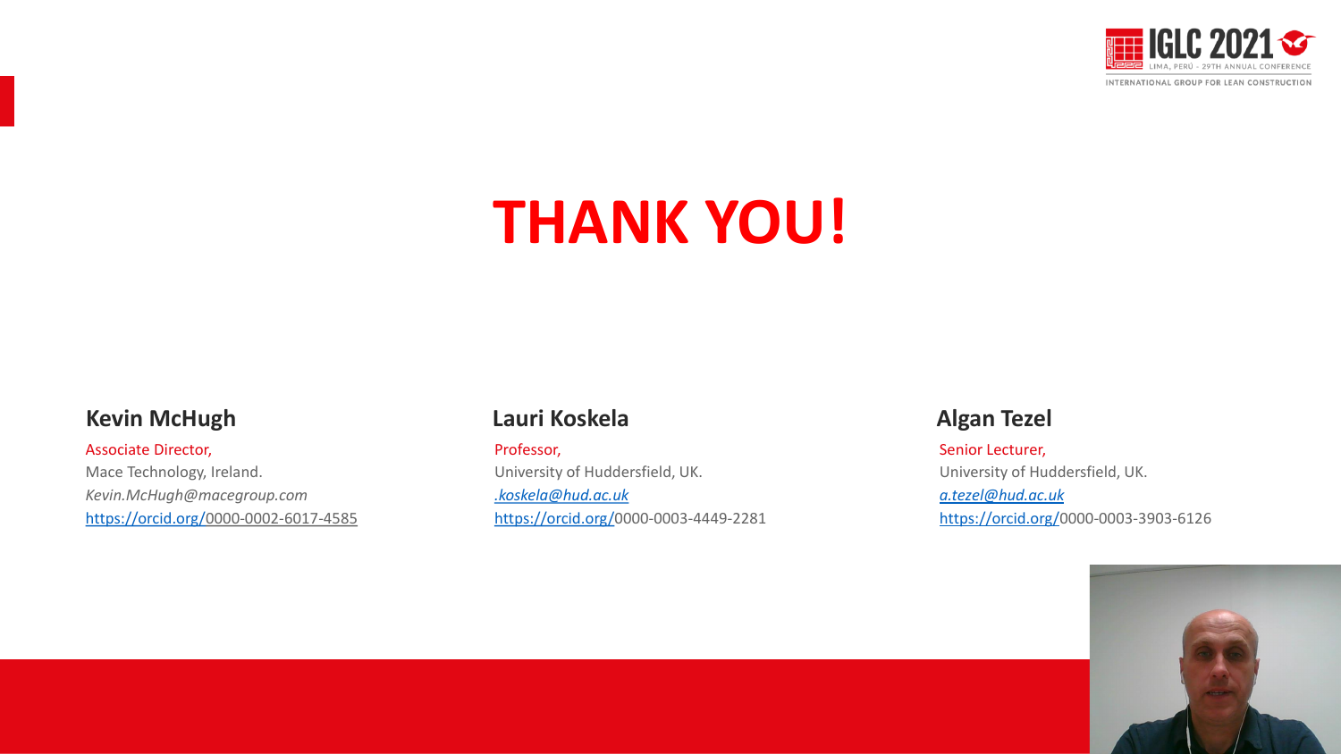# THANK YOU!

**Kevin McHugh**

Associate Director,
Mace Technology, Ireland.
*Kevin.McHugh@macegroup.com*
https://orcid.org/0000-0002-6017-4585

**Lauri Koskela**

Professor,
University of Huddersfield, UK.
*.koskela@hud.ac.uk*
https://orcid.org/0000-0003-4449-2281

**Algan Tezel**

Senior Lecturer,
University of Huddersfield, UK.
*a.tezel@hud.ac.uk*
https://orcid.org/0000-0003-3903-6126